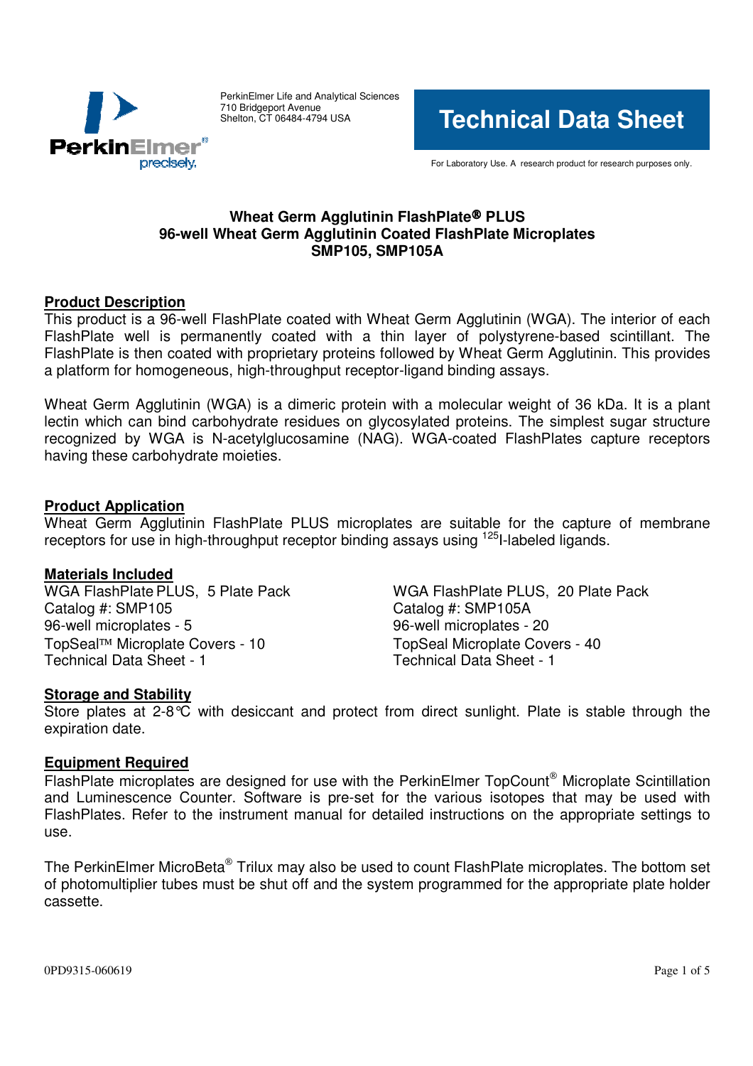PerkinElmer Life and Analytical Sciences
710 Bridgeport Avenue
Shelton, CT 06484-4794 USA

# Technical Data Sheet

For Laboratory Use. A research product for research purposes only.

**Wheat Germ Agglutinin FlashPlate® PLUS**
**96-well Wheat Germ Agglutinin Coated FlashPlate Microplates**
**SMP105, SMP105A**

## Product Description

This product is a 96-well FlashPlate coated with Wheat Germ Agglutinin (WGA). The interior of each FlashPlate well is permanently coated with a thin layer of polystyrene-based scintillant. The FlashPlate is then coated with proprietary proteins followed by Wheat Germ Agglutinin. This provides a platform for homogeneous, high-throughput receptor-ligand binding assays.

Wheat Germ Agglutinin (WGA) is a dimeric protein with a molecular weight of 36 kDa. It is a plant lectin which can bind carbohydrate residues on glycosylated proteins. The simplest sugar structure recognized by WGA is N-acetylglucosamine (NAG). WGA-coated FlashPlates capture receptors having these carbohydrate moieties.

## Product Application

Wheat Germ Agglutinin FlashPlate PLUS microplates are suitable for the capture of membrane receptors for use in high-throughput receptor binding assays using $^{125}$I-labeled ligands.

## Materials Included

WGA FlashPlate PLUS, 5 Plate Pack
Catalog #: SMP105
96-well microplates - 5
TopSeal™ Microplate Covers - 10
Technical Data Sheet - 1

WGA FlashPlate PLUS, 20 Plate Pack
Catalog #: SMP105A
96-well microplates - 20
TopSeal Microplate Covers - 40
Technical Data Sheet - 1

## Storage and Stability

Store plates at 2-8°C with desiccant and protect from direct sunlight. Plate is stable through the expiration date.

## Equipment Required

FlashPlate microplates are designed for use with the PerkinElmer TopCount® Microplate Scintillation and Luminescence Counter. Software is pre-set for the various isotopes that may be used with FlashPlates. Refer to the instrument manual for detailed instructions on the appropriate settings to use.

The PerkinElmer MicroBeta® Trilux may also be used to count FlashPlate microplates. The bottom set of photomultiplier tubes must be shut off and the system programmed for the appropriate plate holder cassette.

0PD9315-060619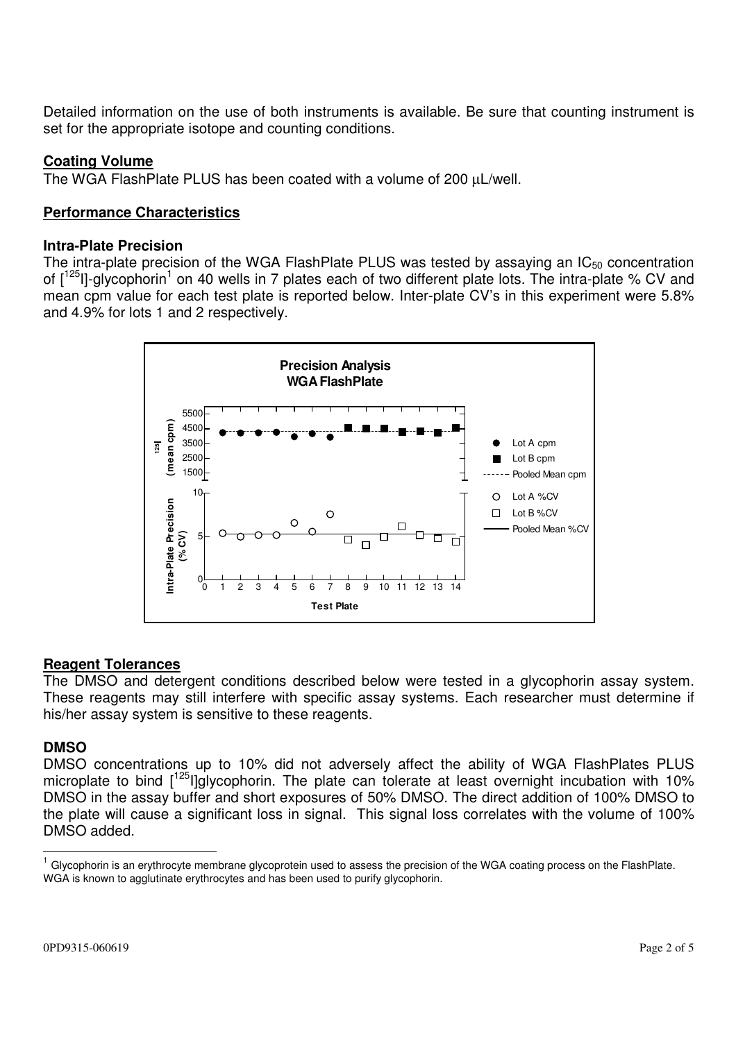Detailed information on the use of both instruments is available. Be sure that counting instrument is set for the appropriate isotope and counting conditions.

## Coating Volume

The WGA FlashPlate PLUS has been coated with a volume of 200 µL/well.

## Performance Characteristics

### Intra-Plate Precision

The intra-plate precision of the WGA FlashPlate PLUS was tested by assaying an $IC_{50}$ concentration of [$^{125}$I]-glycophorin[1] on 40 wells in 7 plates each of two different plate lots. The intra-plate % CV and mean cpm value for each test plate is reported below. Inter-plate CV's in this experiment were 5.8% and 4.9% for lots 1 and 2 respectively.

## Reagent Tolerances

The DMSO and detergent conditions described below were tested in a glycophorin assay system. These reagents may still interfere with specific assay systems. Each researcher must determine if his/her assay system is sensitive to these reagents.

### DMSO

DMSO concentrations up to 10% did not adversely affect the ability of WGA FlashPlates PLUS microplate to bind [$^{125}$I]glycophorin. The plate can tolerate at least overnight incubation with 10% DMSO in the assay buffer and short exposures of 50% DMSO. The direct addition of 100% DMSO to the plate will cause a significant loss in signal. This signal loss correlates with the volume of 100% DMSO added.

---

[1] Glycophorin is an erythrocyte membrane glycoprotein used to assess the precision of the WGA coating process on the FlashPlate. WGA is known to agglutinate erythrocytes and has been used to purify glycophorin.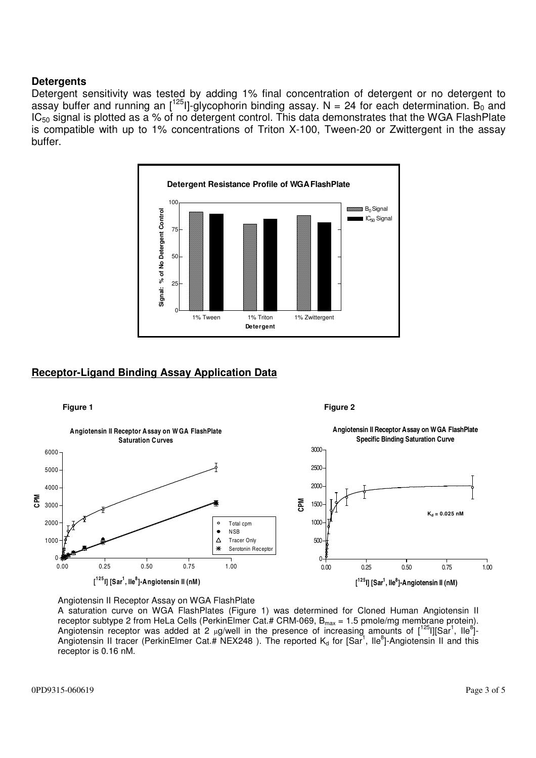**Detergents**

Detergent sensitivity was tested by adding 1% final concentration of detergent or no detergent to assay buffer and running an [$^{125}$I]-glycophorin binding assay. N = 24 for each determination. $B_0$ and $IC_{50}$ signal is plotted as a % of no detergent control. This data demonstrates that the WGA FlashPlate is compatible with up to 1% concentrations of Triton X-100, Tween-20 or Zwittergent in the assay buffer.

## Receptor-Ligand Binding Assay Application Data

**Figure 1**

**Figure 2**

Angiotensin II Receptor Assay on WGA FlashPlate

A saturation curve on WGA FlashPlates (Figure 1) was determined for Cloned Human Angiotensin II receptor subtype 2 from HeLa Cells (PerkinElmer Cat.# CRM-069, $B_{max}$ = 1.5 pmole/mg membrane protein). Angiotensin receptor was added at 2 μg/well in the presence of increasing amounts of [$^{125}$I][Sar$^1$, Ile$^8$]-Angiotensin II tracer (PerkinElmer Cat.# NEX248 ). The reported $K_d$ for [Sar$^1$, Ile$^8$]-Angiotensin II and this receptor is 0.16 nM.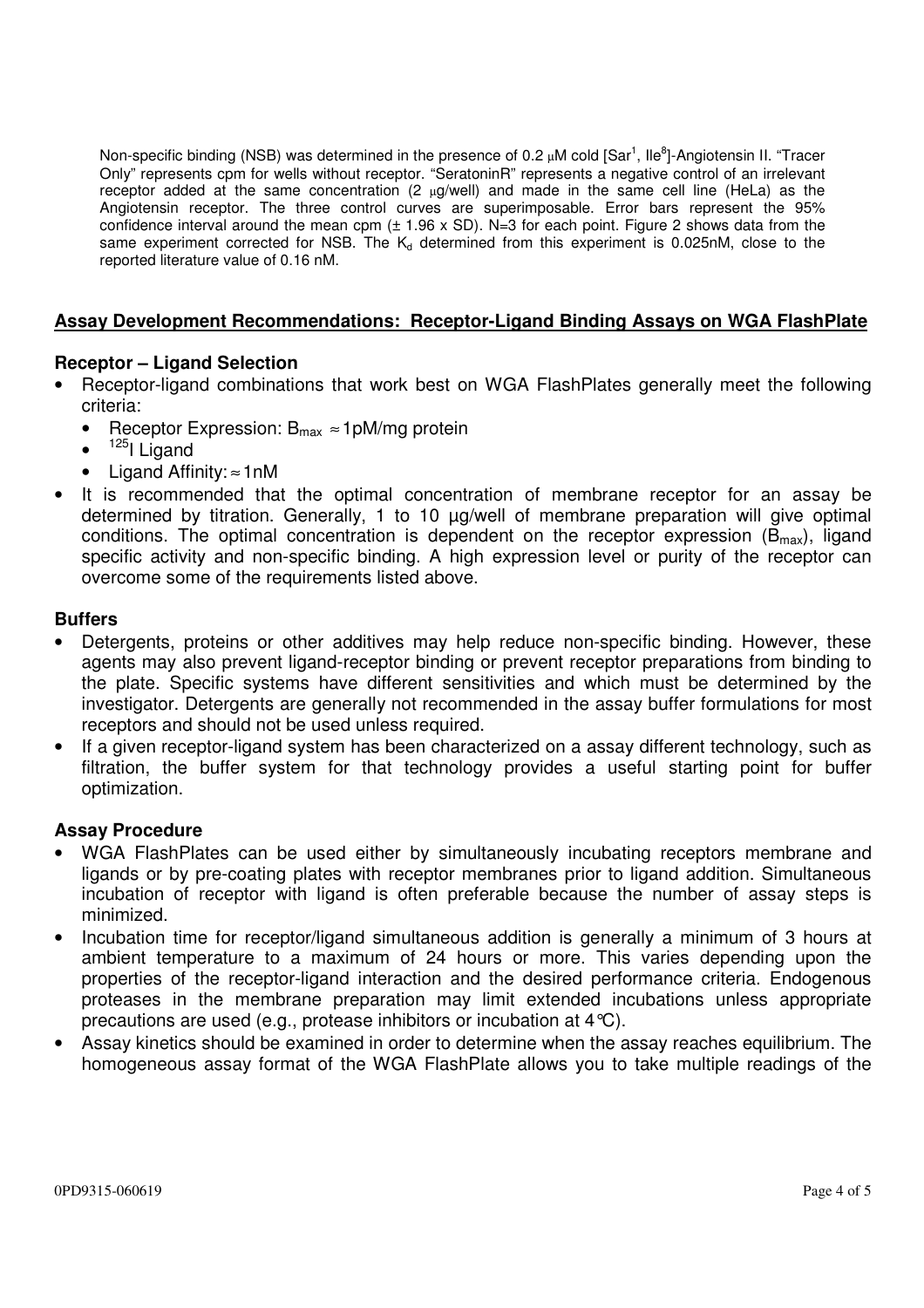Non-specific binding (NSB) was determined in the presence of 0.2 μM cold [Sar[1], Ile[8]]-Angiotensin II. "Tracer Only" represents cpm for wells without receptor. "SeratoninR" represents a negative control of an irrelevant receptor added at the same concentration (2 μg/well) and made in the same cell line (HeLa) as the Angiotensin receptor. The three control curves are superimposable. Error bars represent the 95% confidence interval around the mean cpm (± 1.96 x SD). N=3 for each point. Figure 2 shows data from the same experiment corrected for NSB. The $K_d$ determined from this experiment is 0.025nM, close to the reported literature value of 0.16 nM.

## Assay Development Recommendations: Receptor-Ligand Binding Assays on WGA FlashPlate

### Receptor – Ligand Selection

- Receptor-ligand combinations that work best on WGA FlashPlates generally meet the following criteria:
  - Receptor Expression: $B_{max} \approx$ 1pM/mg protein
  - $^{125}$I Ligand
  - Ligand Affinity: $\approx$ 1nM
- It is recommended that the optimal concentration of membrane receptor for an assay be determined by titration. Generally, 1 to 10 µg/well of membrane preparation will give optimal conditions. The optimal concentration is dependent on the receptor expression ($B_{max}$), ligand specific activity and non-specific binding. A high expression level or purity of the receptor can overcome some of the requirements listed above.

### Buffers

- Detergents, proteins or other additives may help reduce non-specific binding. However, these agents may also prevent ligand-receptor binding or prevent receptor preparations from binding to the plate. Specific systems have different sensitivities and which must be determined by the investigator. Detergents are generally not recommended in the assay buffer formulations for most receptors and should not be used unless required.
- If a given receptor-ligand system has been characterized on a assay different technology, such as filtration, the buffer system for that technology provides a useful starting point for buffer optimization.

### Assay Procedure

- WGA FlashPlates can be used either by simultaneously incubating receptors membrane and ligands or by pre-coating plates with receptor membranes prior to ligand addition. Simultaneous incubation of receptor with ligand is often preferable because the number of assay steps is minimized.
- Incubation time for receptor/ligand simultaneous addition is generally a minimum of 3 hours at ambient temperature to a maximum of 24 hours or more. This varies depending upon the properties of the receptor-ligand interaction and the desired performance criteria. Endogenous proteases in the membrane preparation may limit extended incubations unless appropriate precautions are used (e.g., protease inhibitors or incubation at 4°C).
- Assay kinetics should be examined in order to determine when the assay reaches equilibrium. The homogeneous assay format of the WGA FlashPlate allows you to take multiple readings of the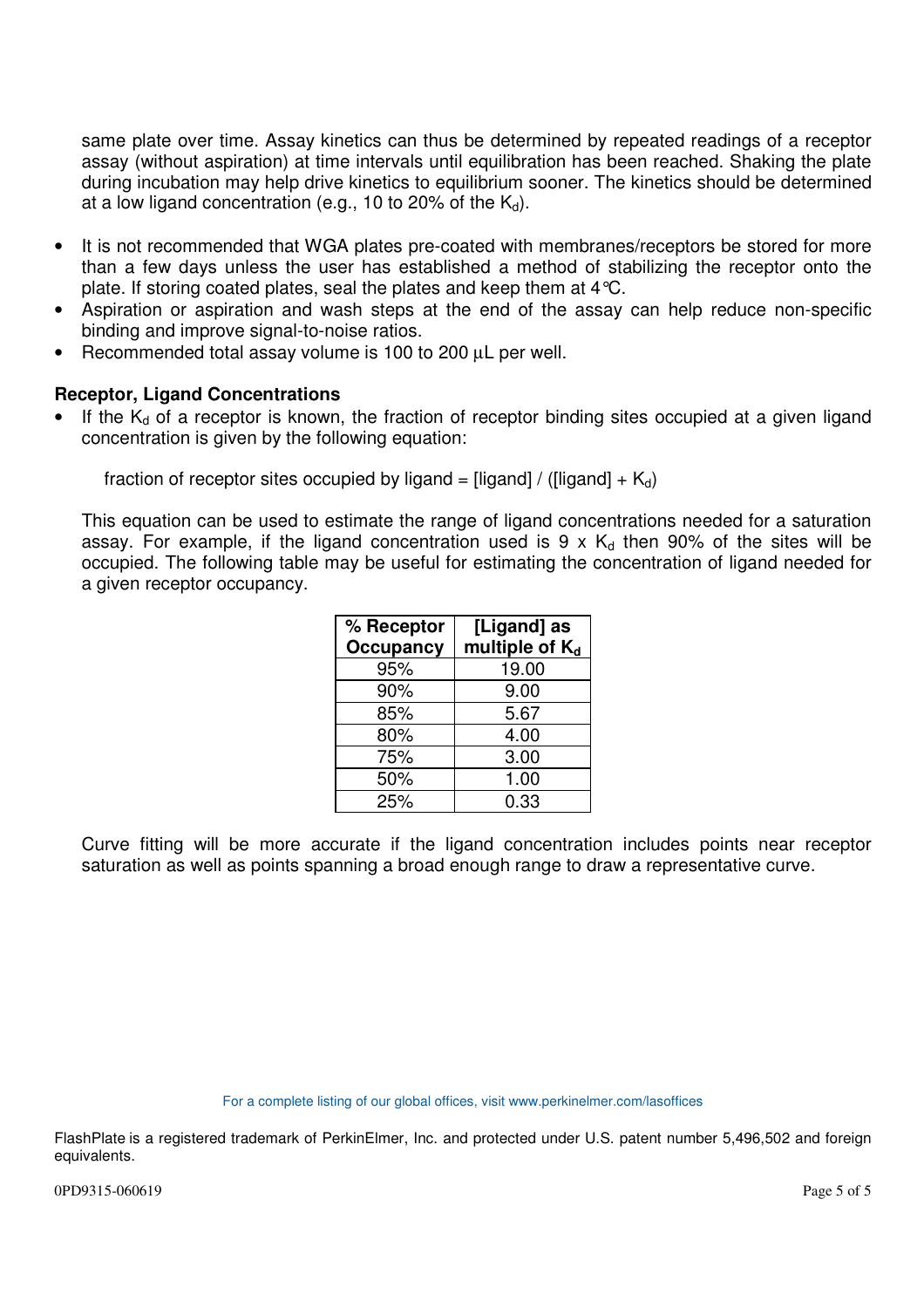same plate over time. Assay kinetics can thus be determined by repeated readings of a receptor assay (without aspiration) at time intervals until equilibration has been reached. Shaking the plate during incubation may help drive kinetics to equilibrium sooner. The kinetics should be determined at a low ligand concentration (e.g., 10 to 20% of the $K_d$).

- It is not recommended that WGA plates pre-coated with membranes/receptors be stored for more than a few days unless the user has established a method of stabilizing the receptor onto the plate. If storing coated plates, seal the plates and keep them at 4°C.
- Aspiration or aspiration and wash steps at the end of the assay can help reduce non-specific binding and improve signal-to-noise ratios.
- Recommended total assay volume is 100 to 200 µL per well.

### Receptor, Ligand Concentrations

- If the $K_d$ of a receptor is known, the fraction of receptor binding sites occupied at a given ligand concentration is given by the following equation:

  $$\text{fraction of receptor sites occupied by ligand} = [\text{ligand}] / ([\text{ligand}] + K_d)$$

  This equation can be used to estimate the range of ligand concentrations needed for a saturation assay. For example, if the ligand concentration used is 9 x $K_d$ then 90% of the sites will be occupied. The following table may be useful for estimating the concentration of ligand needed for a given receptor occupancy.

| % Receptor Occupancy | [Ligand] as multiple of $K_d$ |
|---|---|
| 95% | 19.00 |
| 90% | 9.00 |
| 85% | 5.67 |
| 80% | 4.00 |
| 75% | 3.00 |
| 50% | 1.00 |
| 25% | 0.33 |

  Curve fitting will be more accurate if the ligand concentration includes points near receptor saturation as well as points spanning a broad enough range to draw a representative curve.

For a complete listing of our global offices, visit www.perkinelmer.com/lasoffices

FlashPlate is a registered trademark of PerkinElmer, Inc. and protected under U.S. patent number 5,496,502 and foreign equivalents.

0PD9315-060619